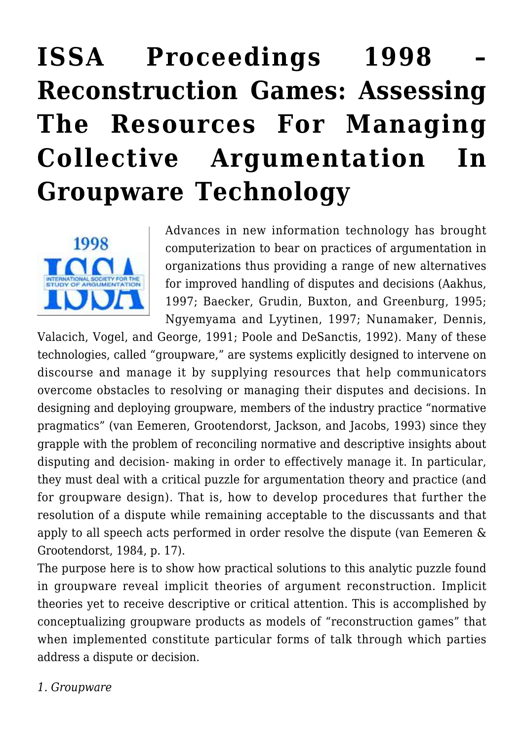# ISSA Proceedings 1998 – Reconstruction Games: Assessing The Resources For Managing Collective Argumentation In Groupware Technology

Advances in new information technology has brought computerization to bear on practices of argumentation in organizations thus providing a range of new alternatives for improved handling of disputes and decisions (Aakhus, 1997; Baecker, Grudin, Buxton, and Greenburg, 1995; Ngyemyama and Lyytinen, 1997; Nunamaker, Dennis, Valacich, Vogel, and George, 1991; Poole and DeSanctis, 1992). Many of these technologies, called "groupware," are systems explicitly designed to intervene on discourse and manage it by supplying resources that help communicators overcome obstacles to resolving or managing their disputes and decisions. In designing and deploying groupware, members of the industry practice "normative pragmatics" (van Eemeren, Grootendorst, Jackson, and Jacobs, 1993) since they grapple with the problem of reconciling normative and descriptive insights about disputing and decision- making in order to effectively manage it. In particular, they must deal with a critical puzzle for argumentation theory and practice (and for groupware design). That is, how to develop procedures that further the resolution of a dispute while remaining acceptable to the discussants and that apply to all speech acts performed in order resolve the dispute (van Eemeren & Grootendorst, 1984, p. 17).

The purpose here is to show how practical solutions to this analytic puzzle found in groupware reveal implicit theories of argument reconstruction. Implicit theories yet to receive descriptive or critical attention. This is accomplished by conceptualizing groupware products as models of "reconstruction games" that when implemented constitute particular forms of talk through which parties address a dispute or decision.

*1. Groupware*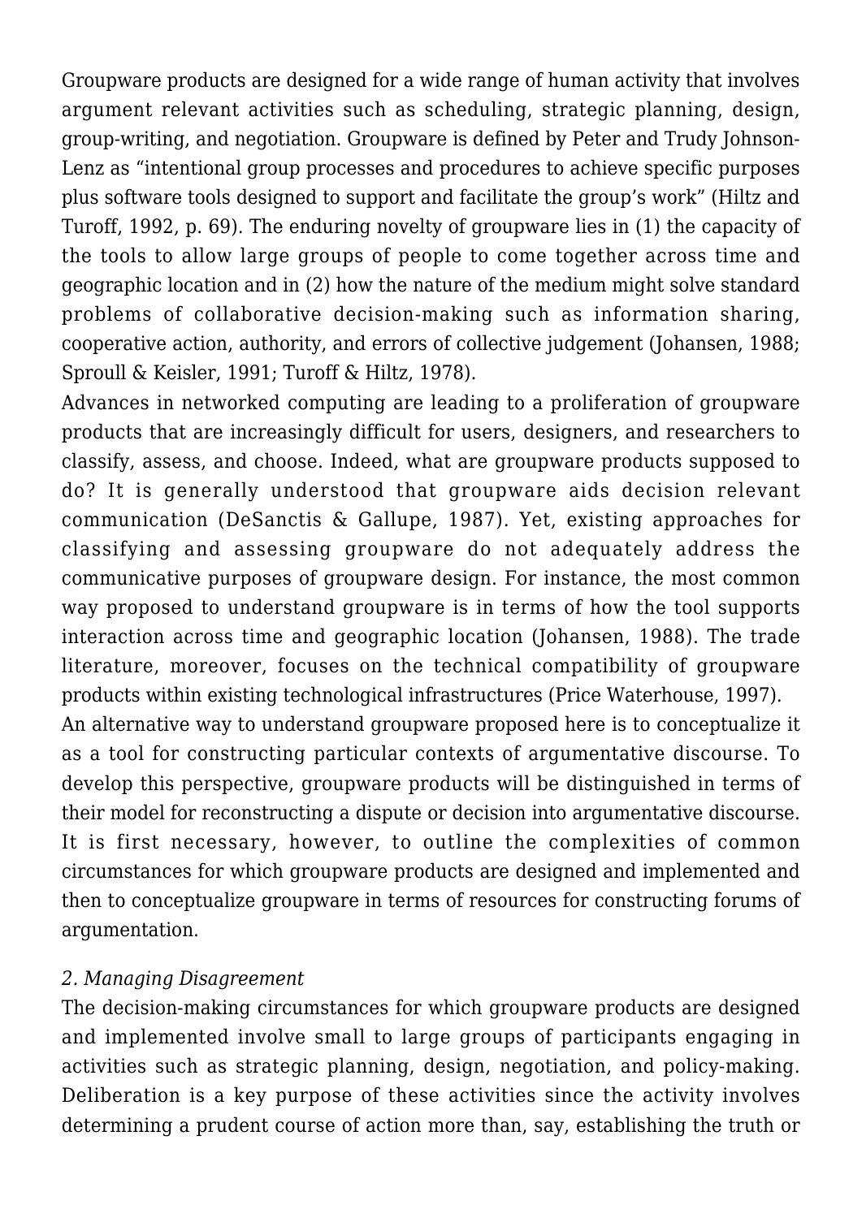Groupware products are designed for a wide range of human activity that involves argument relevant activities such as scheduling, strategic planning, design, group-writing, and negotiation. Groupware is defined by Peter and Trudy Johnson-Lenz as "intentional group processes and procedures to achieve specific purposes plus software tools designed to support and facilitate the group's work" (Hiltz and Turoff, 1992, p. 69). The enduring novelty of groupware lies in (1) the capacity of the tools to allow large groups of people to come together across time and geographic location and in (2) how the nature of the medium might solve standard problems of collaborative decision-making such as information sharing, cooperative action, authority, and errors of collective judgement (Johansen, 1988; Sproull & Keisler, 1991; Turoff & Hiltz, 1978).

Advances in networked computing are leading to a proliferation of groupware products that are increasingly difficult for users, designers, and researchers to classify, assess, and choose. Indeed, what are groupware products supposed to do? It is generally understood that groupware aids decision relevant communication (DeSanctis & Gallupe, 1987). Yet, existing approaches for classifying and assessing groupware do not adequately address the communicative purposes of groupware design. For instance, the most common way proposed to understand groupware is in terms of how the tool supports interaction across time and geographic location (Johansen, 1988). The trade literature, moreover, focuses on the technical compatibility of groupware products within existing technological infrastructures (Price Waterhouse, 1997).

An alternative way to understand groupware proposed here is to conceptualize it as a tool for constructing particular contexts of argumentative discourse. To develop this perspective, groupware products will be distinguished in terms of their model for reconstructing a dispute or decision into argumentative discourse. It is first necessary, however, to outline the complexities of common circumstances for which groupware products are designed and implemented and then to conceptualize groupware in terms of resources for constructing forums of argumentation.

## *2. Managing Disagreement*

The decision-making circumstances for which groupware products are designed and implemented involve small to large groups of participants engaging in activities such as strategic planning, design, negotiation, and policy-making. Deliberation is a key purpose of these activities since the activity involves determining a prudent course of action more than, say, establishing the truth or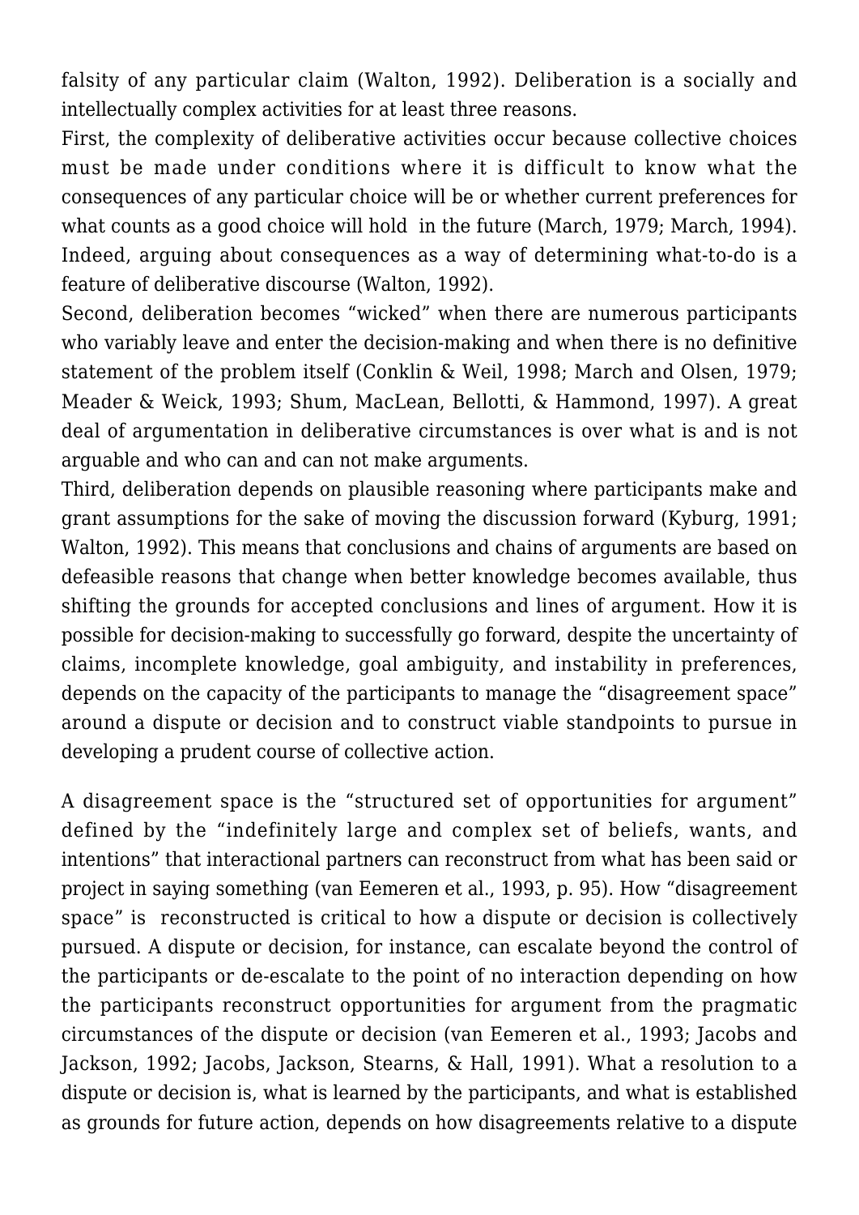falsity of any particular claim (Walton, 1992). Deliberation is a socially and intellectually complex activities for at least three reasons.

First, the complexity of deliberative activities occur because collective choices must be made under conditions where it is difficult to know what the consequences of any particular choice will be or whether current preferences for what counts as a good choice will hold in the future (March, 1979; March, 1994). Indeed, arguing about consequences as a way of determining what-to-do is a feature of deliberative discourse (Walton, 1992).

Second, deliberation becomes "wicked" when there are numerous participants who variably leave and enter the decision-making and when there is no definitive statement of the problem itself (Conklin & Weil, 1998; March and Olsen, 1979; Meader & Weick, 1993; Shum, MacLean, Bellotti, & Hammond, 1997). A great deal of argumentation in deliberative circumstances is over what is and is not arguable and who can and can not make arguments.

Third, deliberation depends on plausible reasoning where participants make and grant assumptions for the sake of moving the discussion forward (Kyburg, 1991; Walton, 1992). This means that conclusions and chains of arguments are based on defeasible reasons that change when better knowledge becomes available, thus shifting the grounds for accepted conclusions and lines of argument. How it is possible for decision-making to successfully go forward, despite the uncertainty of claims, incomplete knowledge, goal ambiguity, and instability in preferences, depends on the capacity of the participants to manage the "disagreement space" around a dispute or decision and to construct viable standpoints to pursue in developing a prudent course of collective action.

A disagreement space is the "structured set of opportunities for argument" defined by the "indefinitely large and complex set of beliefs, wants, and intentions" that interactional partners can reconstruct from what has been said or project in saying something (van Eemeren et al., 1993, p. 95). How "disagreement space" is reconstructed is critical to how a dispute or decision is collectively pursued. A dispute or decision, for instance, can escalate beyond the control of the participants or de-escalate to the point of no interaction depending on how the participants reconstruct opportunities for argument from the pragmatic circumstances of the dispute or decision (van Eemeren et al., 1993; Jacobs and Jackson, 1992; Jacobs, Jackson, Stearns, & Hall, 1991). What a resolution to a dispute or decision is, what is learned by the participants, and what is established as grounds for future action, depends on how disagreements relative to a dispute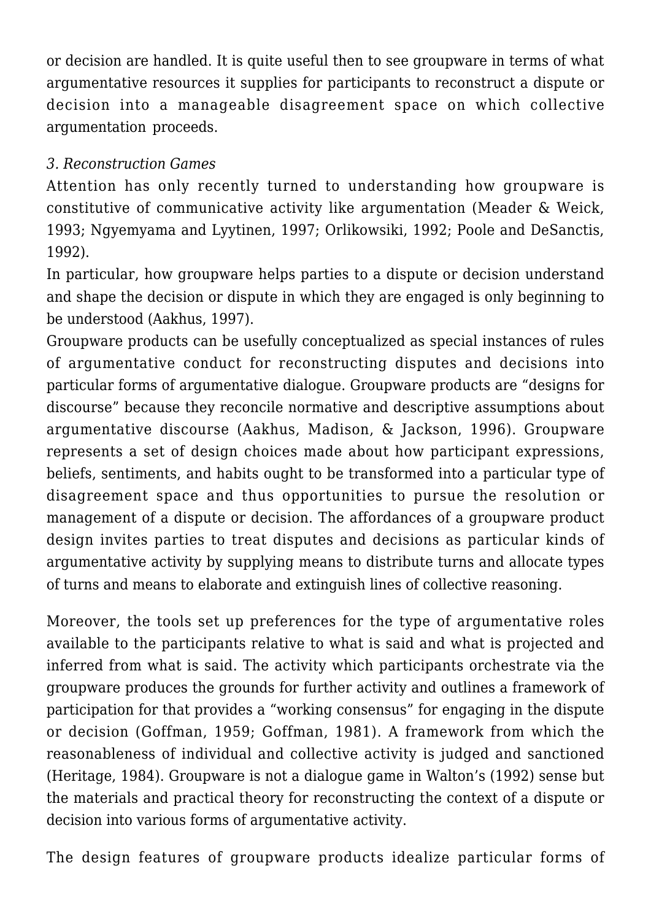or decision are handled. It is quite useful then to see groupware in terms of what argumentative resources it supplies for participants to reconstruct a dispute or decision into a manageable disagreement space on which collective argumentation proceeds.

*3. Reconstruction Games*

Attention has only recently turned to understanding how groupware is constitutive of communicative activity like argumentation (Meader & Weick, 1993; Ngyemyama and Lyytinen, 1997; Orlikowsiki, 1992; Poole and DeSanctis, 1992).

In particular, how groupware helps parties to a dispute or decision understand and shape the decision or dispute in which they are engaged is only beginning to be understood (Aakhus, 1997).

Groupware products can be usefully conceptualized as special instances of rules of argumentative conduct for reconstructing disputes and decisions into particular forms of argumentative dialogue. Groupware products are "designs for discourse" because they reconcile normative and descriptive assumptions about argumentative discourse (Aakhus, Madison, & Jackson, 1996). Groupware represents a set of design choices made about how participant expressions, beliefs, sentiments, and habits ought to be transformed into a particular type of disagreement space and thus opportunities to pursue the resolution or management of a dispute or decision. The affordances of a groupware product design invites parties to treat disputes and decisions as particular kinds of argumentative activity by supplying means to distribute turns and allocate types of turns and means to elaborate and extinguish lines of collective reasoning.

Moreover, the tools set up preferences for the type of argumentative roles available to the participants relative to what is said and what is projected and inferred from what is said. The activity which participants orchestrate via the groupware produces the grounds for further activity and outlines a framework of participation for that provides a "working consensus" for engaging in the dispute or decision (Goffman, 1959; Goffman, 1981). A framework from which the reasonableness of individual and collective activity is judged and sanctioned (Heritage, 1984). Groupware is not a dialogue game in Walton's (1992) sense but the materials and practical theory for reconstructing the context of a dispute or decision into various forms of argumentative activity.

The design features of groupware products idealize particular forms of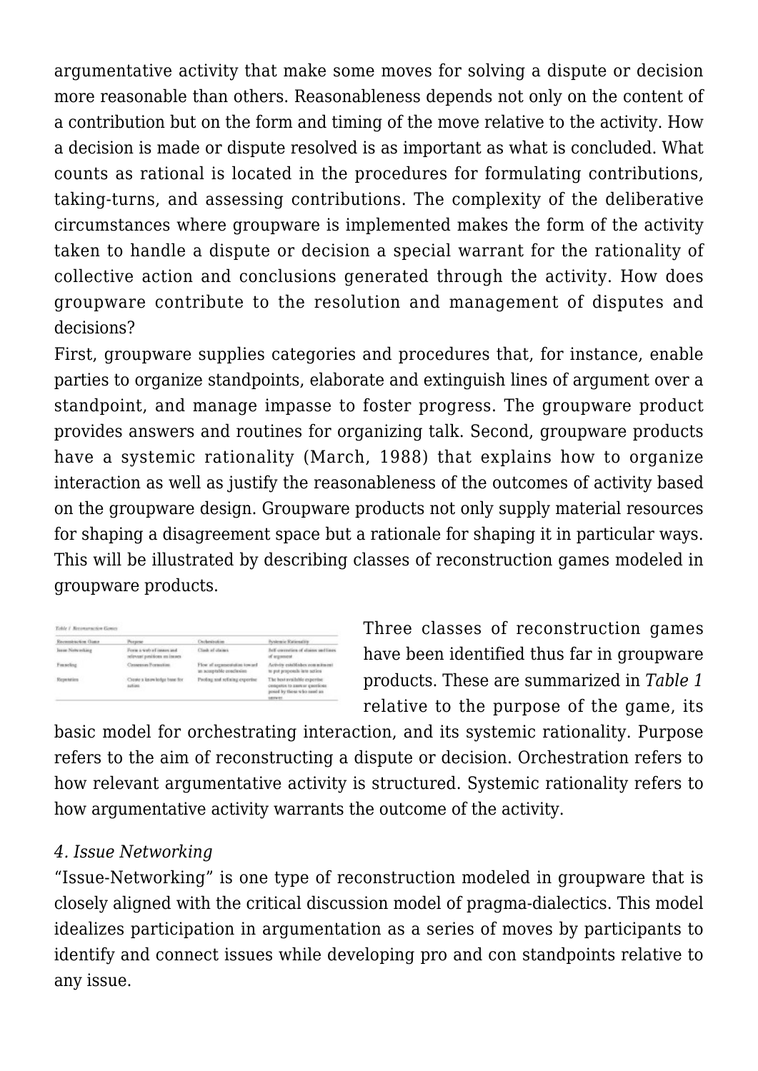argumentative activity that make some moves for solving a dispute or decision more reasonable than others. Reasonableness depends not only on the content of a contribution but on the form and timing of the move relative to the activity. How a decision is made or dispute resolved is as important as what is concluded. What counts as rational is located in the procedures for formulating contributions, taking-turns, and assessing contributions. The complexity of the deliberative circumstances where groupware is implemented makes the form of the activity taken to handle a dispute or decision a special warrant for the rationality of collective action and conclusions generated through the activity. How does groupware contribute to the resolution and management of disputes and decisions?

First, groupware supplies categories and procedures that, for instance, enable parties to organize standpoints, elaborate and extinguish lines of argument over a standpoint, and manage impasse to foster progress. The groupware product provides answers and routines for organizing talk. Second, groupware products have a systemic rationality (March, 1988) that explains how to organize interaction as well as justify the reasonableness of the outcomes of activity based on the groupware design. Groupware products not only supply material resources for shaping a disagreement space but a rationale for shaping it in particular ways. This will be illustrated by describing classes of reconstruction games modeled in groupware products.

*Table 1 Reconstruction Games*

| Reconstruction Game | Purpose | Orchestration | Systemic Rationality |
|---|---|---|---|
| Issue Networking | Form a web of issues and relevant positions on issues | Clash of claims | Self-correction of claims and lines of argument |
| Funneling | Consensus Formation | Flow of argumentation toward an acceptable conclusion | Activity establishes commitment to put proposals into action |
| Repertories | Create a knowledge base for action | Pooling and refining expertise | The best available expertise competes to answer questions posed by those who need an answer |

Three classes of reconstruction games have been identified thus far in groupware products. These are summarized in *Table 1* relative to the purpose of the game, its basic model for orchestrating interaction, and its systemic rationality. Purpose refers to the aim of reconstructing a dispute or decision. Orchestration refers to how relevant argumentative activity is structured. Systemic rationality refers to how argumentative activity warrants the outcome of the activity.

*4. Issue Networking*

"Issue-Networking" is one type of reconstruction modeled in groupware that is closely aligned with the critical discussion model of pragma-dialectics. This model idealizes participation in argumentation as a series of moves by participants to identify and connect issues while developing pro and con standpoints relative to any issue.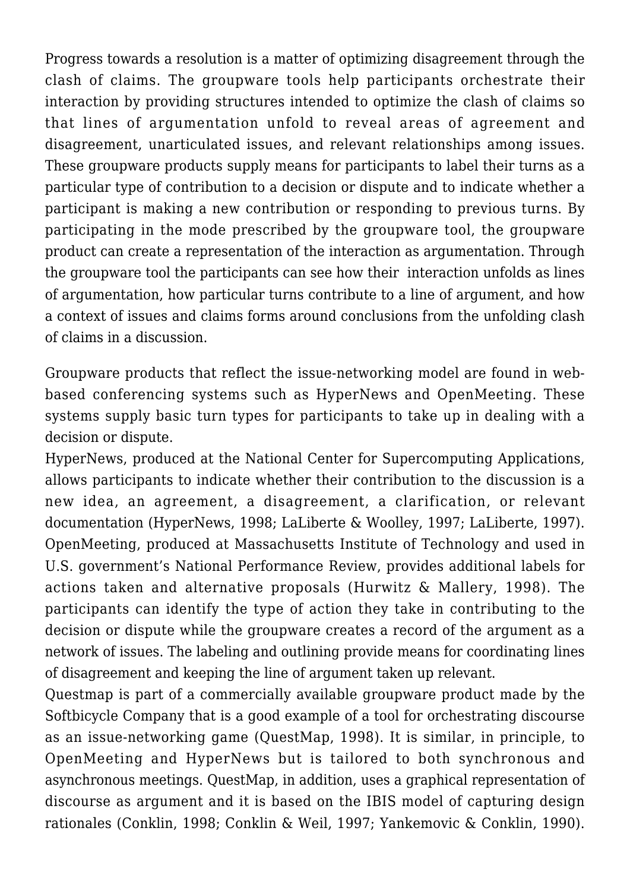Progress towards a resolution is a matter of optimizing disagreement through the clash of claims. The groupware tools help participants orchestrate their interaction by providing structures intended to optimize the clash of claims so that lines of argumentation unfold to reveal areas of agreement and disagreement, unarticulated issues, and relevant relationships among issues. These groupware products supply means for participants to label their turns as a particular type of contribution to a decision or dispute and to indicate whether a participant is making a new contribution or responding to previous turns. By participating in the mode prescribed by the groupware tool, the groupware product can create a representation of the interaction as argumentation. Through the groupware tool the participants can see how their interaction unfolds as lines of argumentation, how particular turns contribute to a line of argument, and how a context of issues and claims forms around conclusions from the unfolding clash of claims in a discussion.

Groupware products that reflect the issue-networking model are found in web-based conferencing systems such as HyperNews and OpenMeeting. These systems supply basic turn types for participants to take up in dealing with a decision or dispute.

HyperNews, produced at the National Center for Supercomputing Applications, allows participants to indicate whether their contribution to the discussion is a new idea, an agreement, a disagreement, a clarification, or relevant documentation (HyperNews, 1998; LaLiberte & Woolley, 1997; LaLiberte, 1997). OpenMeeting, produced at Massachusetts Institute of Technology and used in U.S. government's National Performance Review, provides additional labels for actions taken and alternative proposals (Hurwitz & Mallery, 1998). The participants can identify the type of action they take in contributing to the decision or dispute while the groupware creates a record of the argument as a network of issues. The labeling and outlining provide means for coordinating lines of disagreement and keeping the line of argument taken up relevant.

Questmap is part of a commercially available groupware product made by the Softbicycle Company that is a good example of a tool for orchestrating discourse as an issue-networking game (QuestMap, 1998). It is similar, in principle, to OpenMeeting and HyperNews but is tailored to both synchronous and asynchronous meetings. QuestMap, in addition, uses a graphical representation of discourse as argument and it is based on the IBIS model of capturing design rationales (Conklin, 1998; Conklin & Weil, 1997; Yankemovic & Conklin, 1990).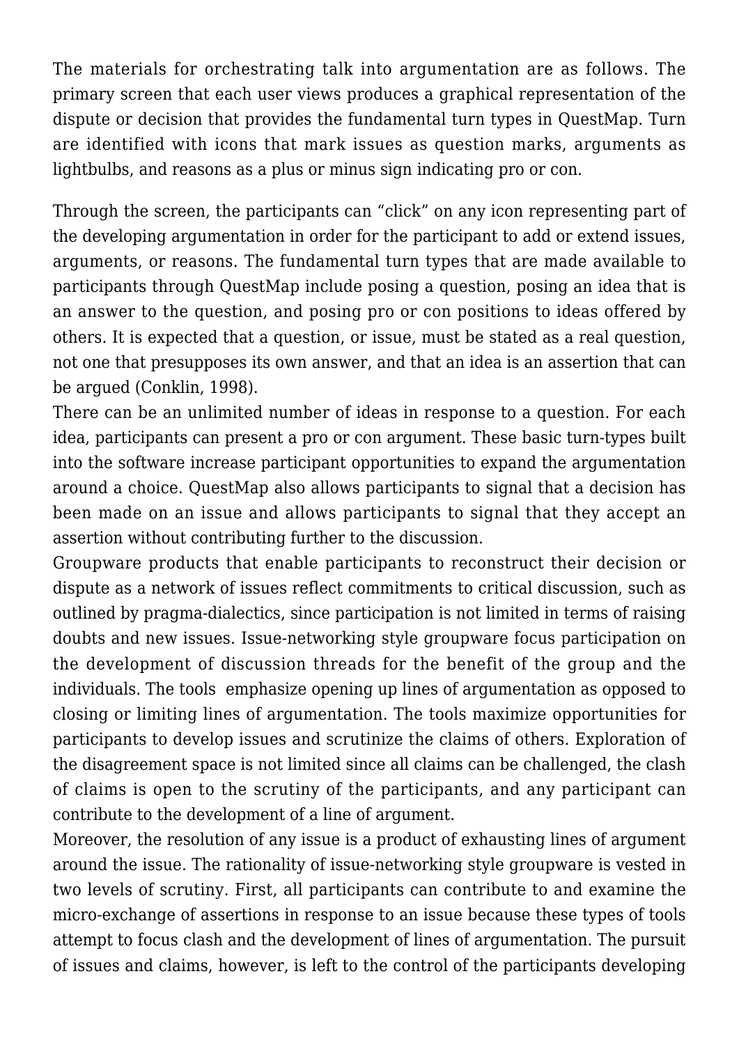The materials for orchestrating talk into argumentation are as follows. The primary screen that each user views produces a graphical representation of the dispute or decision that provides the fundamental turn types in QuestMap. Turn are identified with icons that mark issues as question marks, arguments as lightbulbs, and reasons as a plus or minus sign indicating pro or con.

Through the screen, the participants can "click" on any icon representing part of the developing argumentation in order for the participant to add or extend issues, arguments, or reasons. The fundamental turn types that are made available to participants through QuestMap include posing a question, posing an idea that is an answer to the question, and posing pro or con positions to ideas offered by others. It is expected that a question, or issue, must be stated as a real question, not one that presupposes its own answer, and that an idea is an assertion that can be argued (Conklin, 1998).

There can be an unlimited number of ideas in response to a question. For each idea, participants can present a pro or con argument. These basic turn-types built into the software increase participant opportunities to expand the argumentation around a choice. QuestMap also allows participants to signal that a decision has been made on an issue and allows participants to signal that they accept an assertion without contributing further to the discussion.

Groupware products that enable participants to reconstruct their decision or dispute as a network of issues reflect commitments to critical discussion, such as outlined by pragma-dialectics, since participation is not limited in terms of raising doubts and new issues. Issue-networking style groupware focus participation on the development of discussion threads for the benefit of the group and the individuals. The tools emphasize opening up lines of argumentation as opposed to closing or limiting lines of argumentation. The tools maximize opportunities for participants to develop issues and scrutinize the claims of others. Exploration of the disagreement space is not limited since all claims can be challenged, the clash of claims is open to the scrutiny of the participants, and any participant can contribute to the development of a line of argument.

Moreover, the resolution of any issue is a product of exhausting lines of argument around the issue. The rationality of issue-networking style groupware is vested in two levels of scrutiny. First, all participants can contribute to and examine the micro-exchange of assertions in response to an issue because these types of tools attempt to focus clash and the development of lines of argumentation. The pursuit of issues and claims, however, is left to the control of the participants developing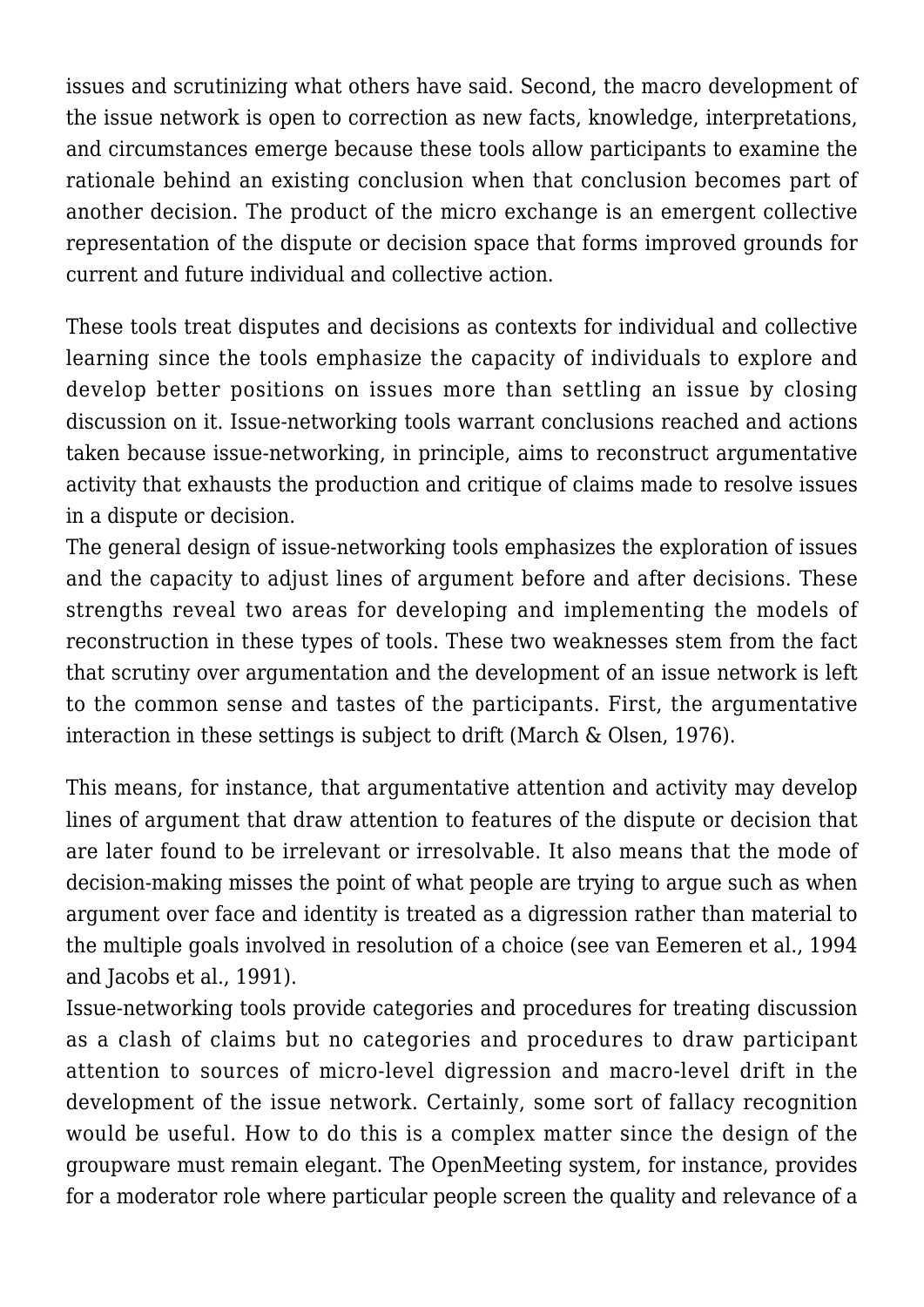issues and scrutinizing what others have said. Second, the macro development of the issue network is open to correction as new facts, knowledge, interpretations, and circumstances emerge because these tools allow participants to examine the rationale behind an existing conclusion when that conclusion becomes part of another decision. The product of the micro exchange is an emergent collective representation of the dispute or decision space that forms improved grounds for current and future individual and collective action.

These tools treat disputes and decisions as contexts for individual and collective learning since the tools emphasize the capacity of individuals to explore and develop better positions on issues more than settling an issue by closing discussion on it. Issue-networking tools warrant conclusions reached and actions taken because issue-networking, in principle, aims to reconstruct argumentative activity that exhausts the production and critique of claims made to resolve issues in a dispute or decision.

The general design of issue-networking tools emphasizes the exploration of issues and the capacity to adjust lines of argument before and after decisions. These strengths reveal two areas for developing and implementing the models of reconstruction in these types of tools. These two weaknesses stem from the fact that scrutiny over argumentation and the development of an issue network is left to the common sense and tastes of the participants. First, the argumentative interaction in these settings is subject to drift (March & Olsen, 1976).

This means, for instance, that argumentative attention and activity may develop lines of argument that draw attention to features of the dispute or decision that are later found to be irrelevant or irresolvable. It also means that the mode of decision-making misses the point of what people are trying to argue such as when argument over face and identity is treated as a digression rather than material to the multiple goals involved in resolution of a choice (see van Eemeren et al., 1994 and Jacobs et al., 1991).

Issue-networking tools provide categories and procedures for treating discussion as a clash of claims but no categories and procedures to draw participant attention to sources of micro-level digression and macro-level drift in the development of the issue network. Certainly, some sort of fallacy recognition would be useful. How to do this is a complex matter since the design of the groupware must remain elegant. The OpenMeeting system, for instance, provides for a moderator role where particular people screen the quality and relevance of a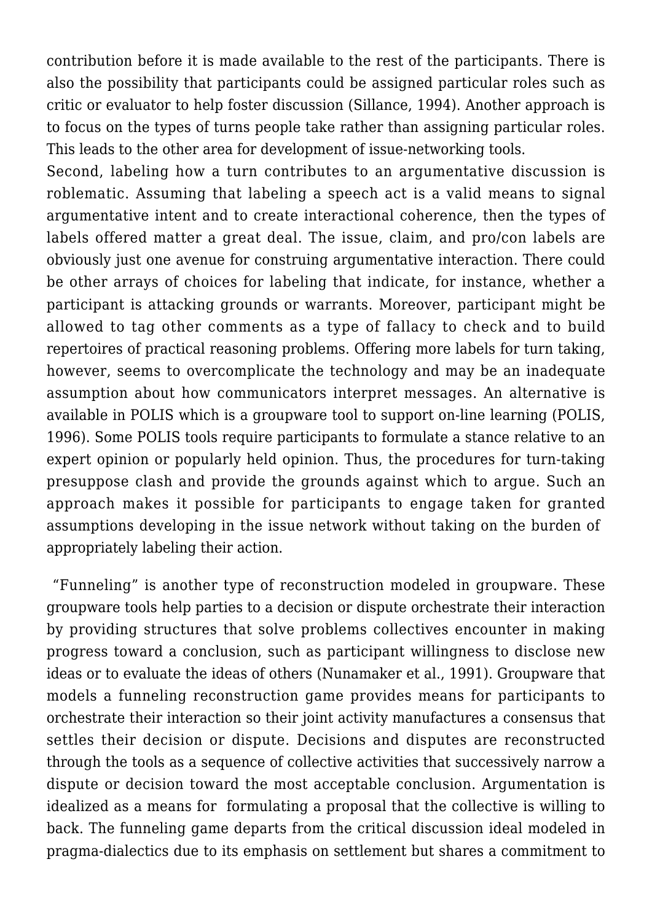contribution before it is made available to the rest of the participants. There is also the possibility that participants could be assigned particular roles such as critic or evaluator to help foster discussion (Sillance, 1994). Another approach is to focus on the types of turns people take rather than assigning particular roles. This leads to the other area for development of issue-networking tools.

Second, labeling how a turn contributes to an argumentative discussion is roblematic. Assuming that labeling a speech act is a valid means to signal argumentative intent and to create interactional coherence, then the types of labels offered matter a great deal. The issue, claim, and pro/con labels are obviously just one avenue for construing argumentative interaction. There could be other arrays of choices for labeling that indicate, for instance, whether a participant is attacking grounds or warrants. Moreover, participant might be allowed to tag other comments as a type of fallacy to check and to build repertoires of practical reasoning problems. Offering more labels for turn taking, however, seems to overcomplicate the technology and may be an inadequate assumption about how communicators interpret messages. An alternative is available in POLIS which is a groupware tool to support on-line learning (POLIS, 1996). Some POLIS tools require participants to formulate a stance relative to an expert opinion or popularly held opinion. Thus, the procedures for turn-taking presuppose clash and provide the grounds against which to argue. Such an approach makes it possible for participants to engage taken for granted assumptions developing in the issue network without taking on the burden of appropriately labeling their action.

"Funneling" is another type of reconstruction modeled in groupware. These groupware tools help parties to a decision or dispute orchestrate their interaction by providing structures that solve problems collectives encounter in making progress toward a conclusion, such as participant willingness to disclose new ideas or to evaluate the ideas of others (Nunamaker et al., 1991). Groupware that models a funneling reconstruction game provides means for participants to orchestrate their interaction so their joint activity manufactures a consensus that settles their decision or dispute. Decisions and disputes are reconstructed through the tools as a sequence of collective activities that successively narrow a dispute or decision toward the most acceptable conclusion. Argumentation is idealized as a means for formulating a proposal that the collective is willing to back. The funneling game departs from the critical discussion ideal modeled in pragma-dialectics due to its emphasis on settlement but shares a commitment to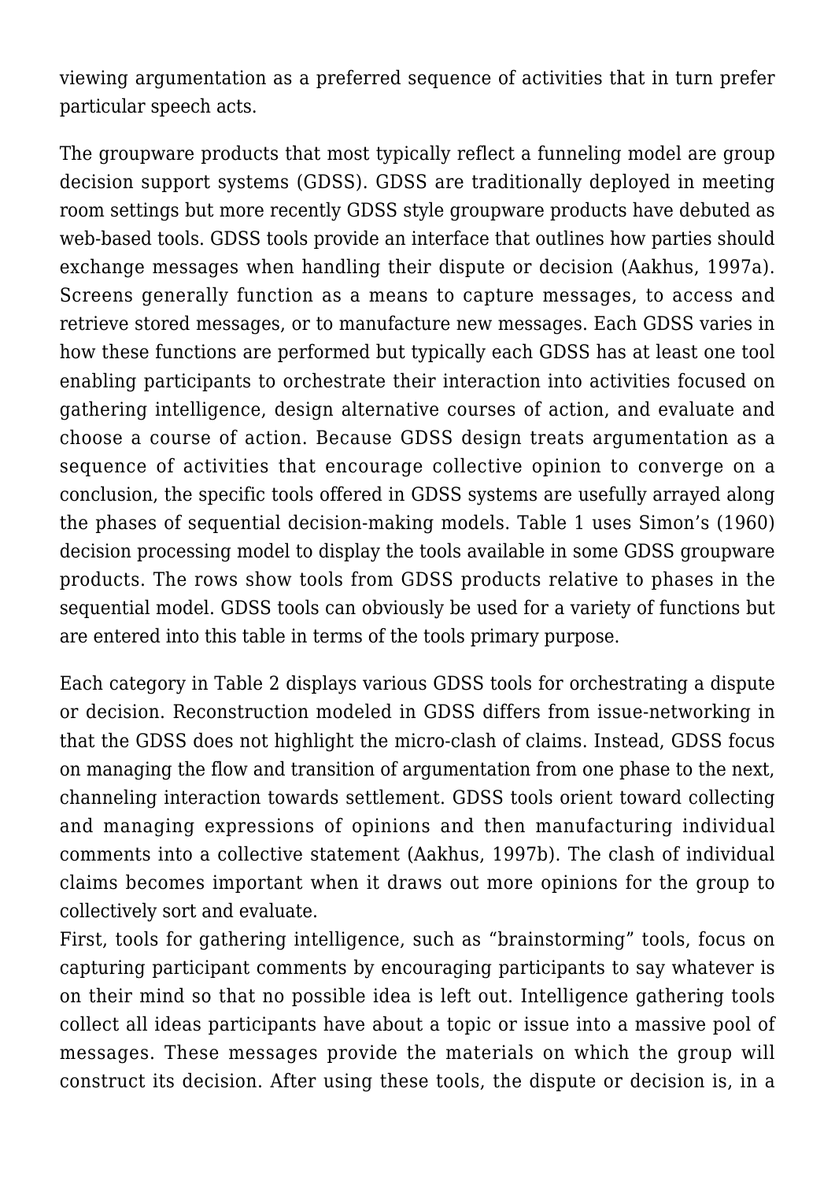viewing argumentation as a preferred sequence of activities that in turn prefer particular speech acts.

The groupware products that most typically reflect a funneling model are group decision support systems (GDSS). GDSS are traditionally deployed in meeting room settings but more recently GDSS style groupware products have debuted as web-based tools. GDSS tools provide an interface that outlines how parties should exchange messages when handling their dispute or decision (Aakhus, 1997a). Screens generally function as a means to capture messages, to access and retrieve stored messages, or to manufacture new messages. Each GDSS varies in how these functions are performed but typically each GDSS has at least one tool enabling participants to orchestrate their interaction into activities focused on gathering intelligence, design alternative courses of action, and evaluate and choose a course of action. Because GDSS design treats argumentation as a sequence of activities that encourage collective opinion to converge on a conclusion, the specific tools offered in GDSS systems are usefully arrayed along the phases of sequential decision-making models. Table 1 uses Simon's (1960) decision processing model to display the tools available in some GDSS groupware products. The rows show tools from GDSS products relative to phases in the sequential model. GDSS tools can obviously be used for a variety of functions but are entered into this table in terms of the tools primary purpose.

Each category in Table 2 displays various GDSS tools for orchestrating a dispute or decision. Reconstruction modeled in GDSS differs from issue-networking in that the GDSS does not highlight the micro-clash of claims. Instead, GDSS focus on managing the flow and transition of argumentation from one phase to the next, channeling interaction towards settlement. GDSS tools orient toward collecting and managing expressions of opinions and then manufacturing individual comments into a collective statement (Aakhus, 1997b). The clash of individual claims becomes important when it draws out more opinions for the group to collectively sort and evaluate.

First, tools for gathering intelligence, such as "brainstorming" tools, focus on capturing participant comments by encouraging participants to say whatever is on their mind so that no possible idea is left out. Intelligence gathering tools collect all ideas participants have about a topic or issue into a massive pool of messages. These messages provide the materials on which the group will construct its decision. After using these tools, the dispute or decision is, in a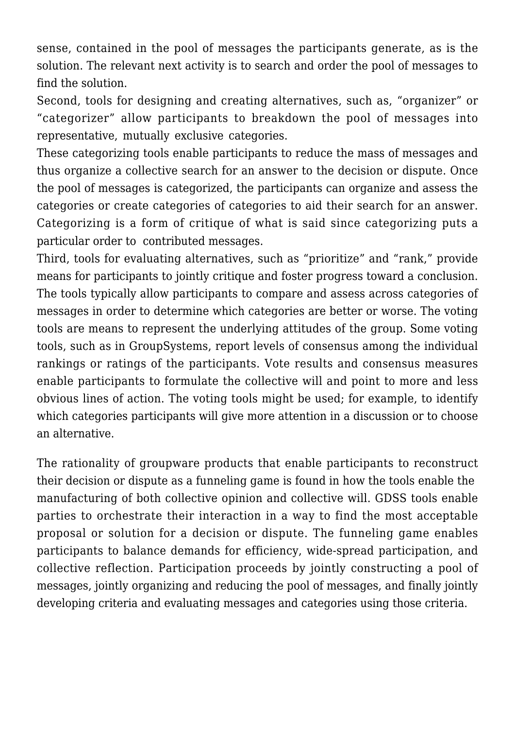sense, contained in the pool of messages the participants generate, as is the solution. The relevant next activity is to search and order the pool of messages to find the solution.

Second, tools for designing and creating alternatives, such as, “organizer” or “categorizer” allow participants to breakdown the pool of messages into representative, mutually exclusive categories.

These categorizing tools enable participants to reduce the mass of messages and thus organize a collective search for an answer to the decision or dispute. Once the pool of messages is categorized, the participants can organize and assess the categories or create categories of categories to aid their search for an answer. Categorizing is a form of critique of what is said since categorizing puts a particular order to contributed messages.

Third, tools for evaluating alternatives, such as “prioritize” and “rank,” provide means for participants to jointly critique and foster progress toward a conclusion. The tools typically allow participants to compare and assess across categories of messages in order to determine which categories are better or worse. The voting tools are means to represent the underlying attitudes of the group. Some voting tools, such as in GroupSystems, report levels of consensus among the individual rankings or ratings of the participants. Vote results and consensus measures enable participants to formulate the collective will and point to more and less obvious lines of action. The voting tools might be used; for example, to identify which categories participants will give more attention in a discussion or to choose an alternative.

The rationality of groupware products that enable participants to reconstruct their decision or dispute as a funneling game is found in how the tools enable the manufacturing of both collective opinion and collective will. GDSS tools enable parties to orchestrate their interaction in a way to find the most acceptable proposal or solution for a decision or dispute. The funneling game enables participants to balance demands for efficiency, wide-spread participation, and collective reflection. Participation proceeds by jointly constructing a pool of messages, jointly organizing and reducing the pool of messages, and finally jointly developing criteria and evaluating messages and categories using those criteria.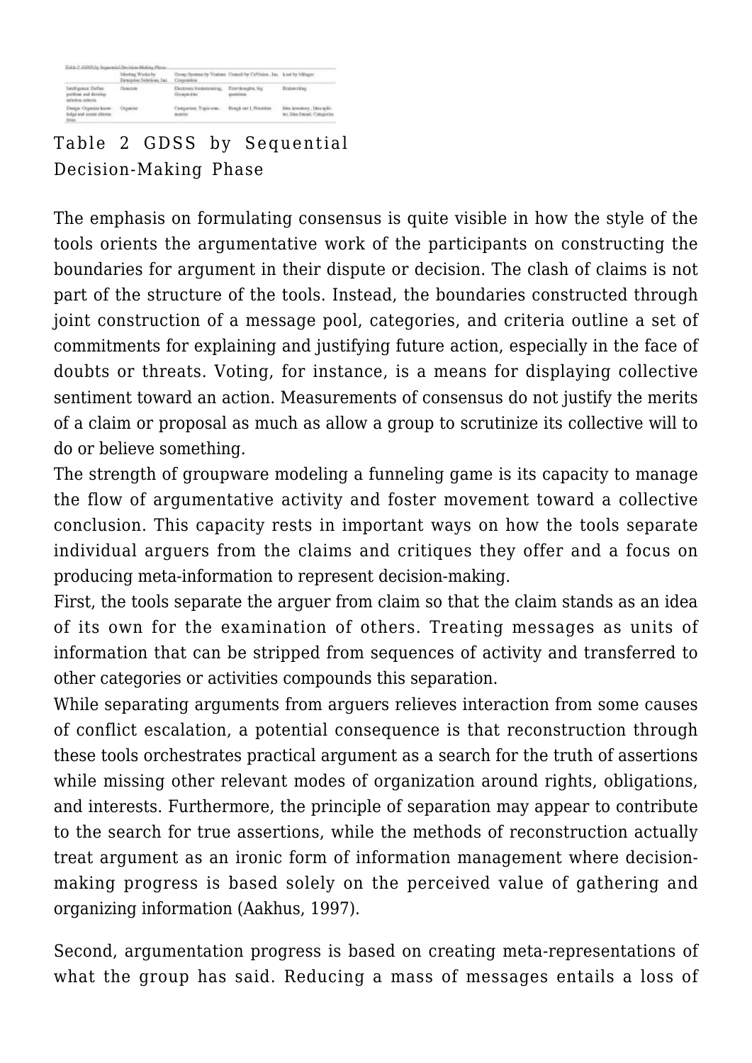| | Meeting Works by Enterprise Solutions, Inc. | Group Systems by Ventana Corporation | Council by CoVision, Inc. | k.net by Milagro |
|---|---|---|---|---|
| Intelligence: Define problem and develop selection criteria | Generate | Electronic brainstorming, Groupwriter | First thoughts, big questions | Brainwriting |
| Design: Organize knowledge and create alternatives | Organize | Categorizer, Topic commenter | Rough cut 1, Prioritize | Idea inventory, Idea splitter, Idea funnel, Categorize |

Table 2 GDSS by Sequential Decision-Making Phase

The emphasis on formulating consensus is quite visible in how the style of the tools orients the argumentative work of the participants on constructing the boundaries for argument in their dispute or decision. The clash of claims is not part of the structure of the tools. Instead, the boundaries constructed through joint construction of a message pool, categories, and criteria outline a set of commitments for explaining and justifying future action, especially in the face of doubts or threats. Voting, for instance, is a means for displaying collective sentiment toward an action. Measurements of consensus do not justify the merits of a claim or proposal as much as allow a group to scrutinize its collective will to do or believe something.

The strength of groupware modeling a funneling game is its capacity to manage the flow of argumentative activity and foster movement toward a collective conclusion. This capacity rests in important ways on how the tools separate individual arguers from the claims and critiques they offer and a focus on producing meta-information to represent decision-making.

First, the tools separate the arguer from claim so that the claim stands as an idea of its own for the examination of others. Treating messages as units of information that can be stripped from sequences of activity and transferred to other categories or activities compounds this separation.

While separating arguments from arguers relieves interaction from some causes of conflict escalation, a potential consequence is that reconstruction through these tools orchestrates practical argument as a search for the truth of assertions while missing other relevant modes of organization around rights, obligations, and interests. Furthermore, the principle of separation may appear to contribute to the search for true assertions, while the methods of reconstruction actually treat argument as an ironic form of information management where decision-making progress is based solely on the perceived value of gathering and organizing information (Aakhus, 1997).

Second, argumentation progress is based on creating meta-representations of what the group has said. Reducing a mass of messages entails a loss of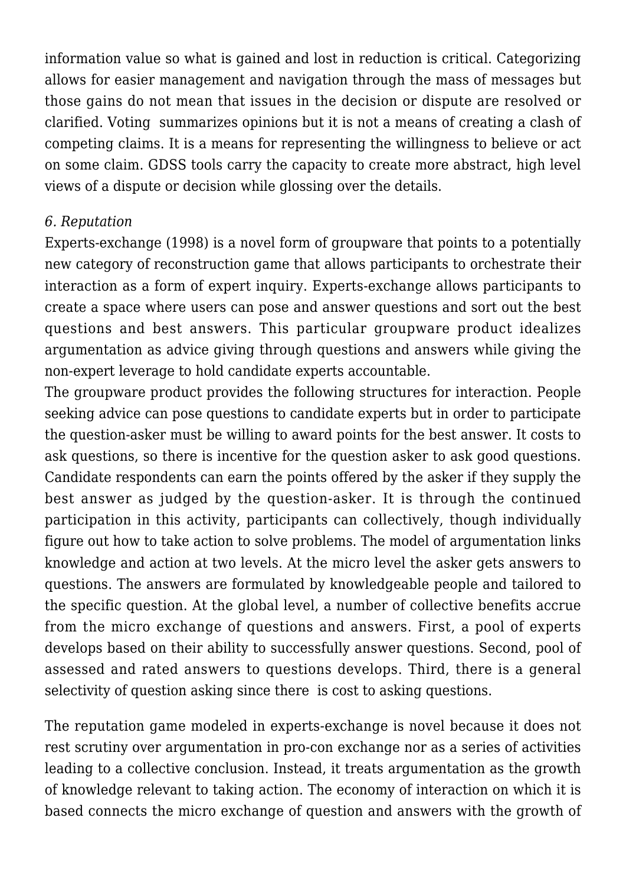information value so what is gained and lost in reduction is critical. Categorizing allows for easier management and navigation through the mass of messages but those gains do not mean that issues in the decision or dispute are resolved or clarified. Voting summarizes opinions but it is not a means of creating a clash of competing claims. It is a means for representing the willingness to believe or act on some claim. GDSS tools carry the capacity to create more abstract, high level views of a dispute or decision while glossing over the details.

*6. Reputation*

Experts-exchange (1998) is a novel form of groupware that points to a potentially new category of reconstruction game that allows participants to orchestrate their interaction as a form of expert inquiry. Experts-exchange allows participants to create a space where users can pose and answer questions and sort out the best questions and best answers. This particular groupware product idealizes argumentation as advice giving through questions and answers while giving the non-expert leverage to hold candidate experts accountable.

The groupware product provides the following structures for interaction. People seeking advice can pose questions to candidate experts but in order to participate the question-asker must be willing to award points for the best answer. It costs to ask questions, so there is incentive for the question asker to ask good questions. Candidate respondents can earn the points offered by the asker if they supply the best answer as judged by the question-asker. It is through the continued participation in this activity, participants can collectively, though individually figure out how to take action to solve problems. The model of argumentation links knowledge and action at two levels. At the micro level the asker gets answers to questions. The answers are formulated by knowledgeable people and tailored to the specific question. At the global level, a number of collective benefits accrue from the micro exchange of questions and answers. First, a pool of experts develops based on their ability to successfully answer questions. Second, pool of assessed and rated answers to questions develops. Third, there is a general selectivity of question asking since there is cost to asking questions.

The reputation game modeled in experts-exchange is novel because it does not rest scrutiny over argumentation in pro-con exchange nor as a series of activities leading to a collective conclusion. Instead, it treats argumentation as the growth of knowledge relevant to taking action. The economy of interaction on which it is based connects the micro exchange of question and answers with the growth of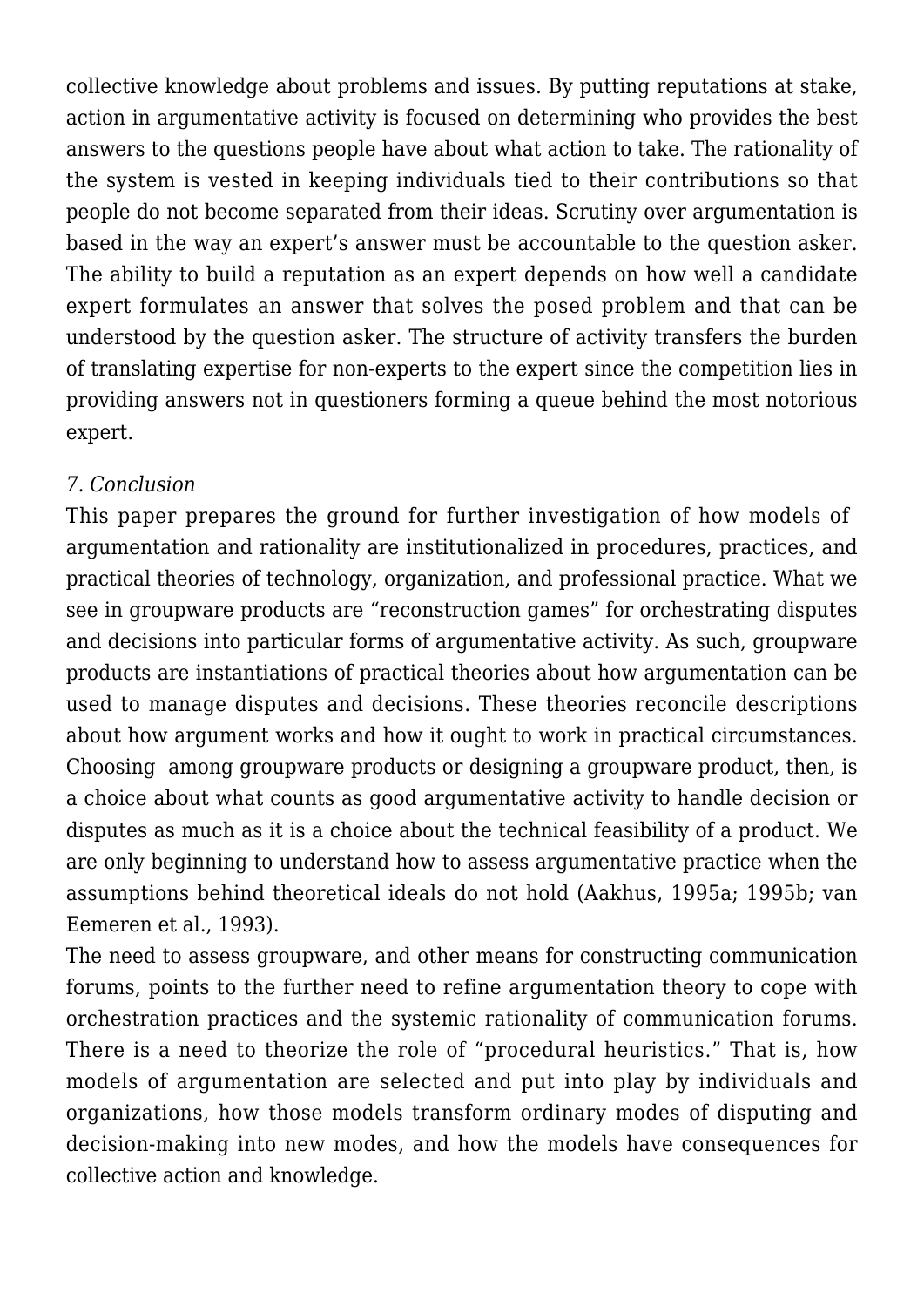collective knowledge about problems and issues. By putting reputations at stake, action in argumentative activity is focused on determining who provides the best answers to the questions people have about what action to take. The rationality of the system is vested in keeping individuals tied to their contributions so that people do not become separated from their ideas. Scrutiny over argumentation is based in the way an expert's answer must be accountable to the question asker. The ability to build a reputation as an expert depends on how well a candidate expert formulates an answer that solves the posed problem and that can be understood by the question asker. The structure of activity transfers the burden of translating expertise for non-experts to the expert since the competition lies in providing answers not in questioners forming a queue behind the most notorious expert.

*7. Conclusion*

This paper prepares the ground for further investigation of how models of argumentation and rationality are institutionalized in procedures, practices, and practical theories of technology, organization, and professional practice. What we see in groupware products are "reconstruction games" for orchestrating disputes and decisions into particular forms of argumentative activity. As such, groupware products are instantiations of practical theories about how argumentation can be used to manage disputes and decisions. These theories reconcile descriptions about how argument works and how it ought to work in practical circumstances. Choosing among groupware products or designing a groupware product, then, is a choice about what counts as good argumentative activity to handle decision or disputes as much as it is a choice about the technical feasibility of a product. We are only beginning to understand how to assess argumentative practice when the assumptions behind theoretical ideals do not hold (Aakhus, 1995a; 1995b; van Eemeren et al., 1993).

The need to assess groupware, and other means for constructing communication forums, points to the further need to refine argumentation theory to cope with orchestration practices and the systemic rationality of communication forums. There is a need to theorize the role of "procedural heuristics." That is, how models of argumentation are selected and put into play by individuals and organizations, how those models transform ordinary modes of disputing and decision-making into new modes, and how the models have consequences for collective action and knowledge.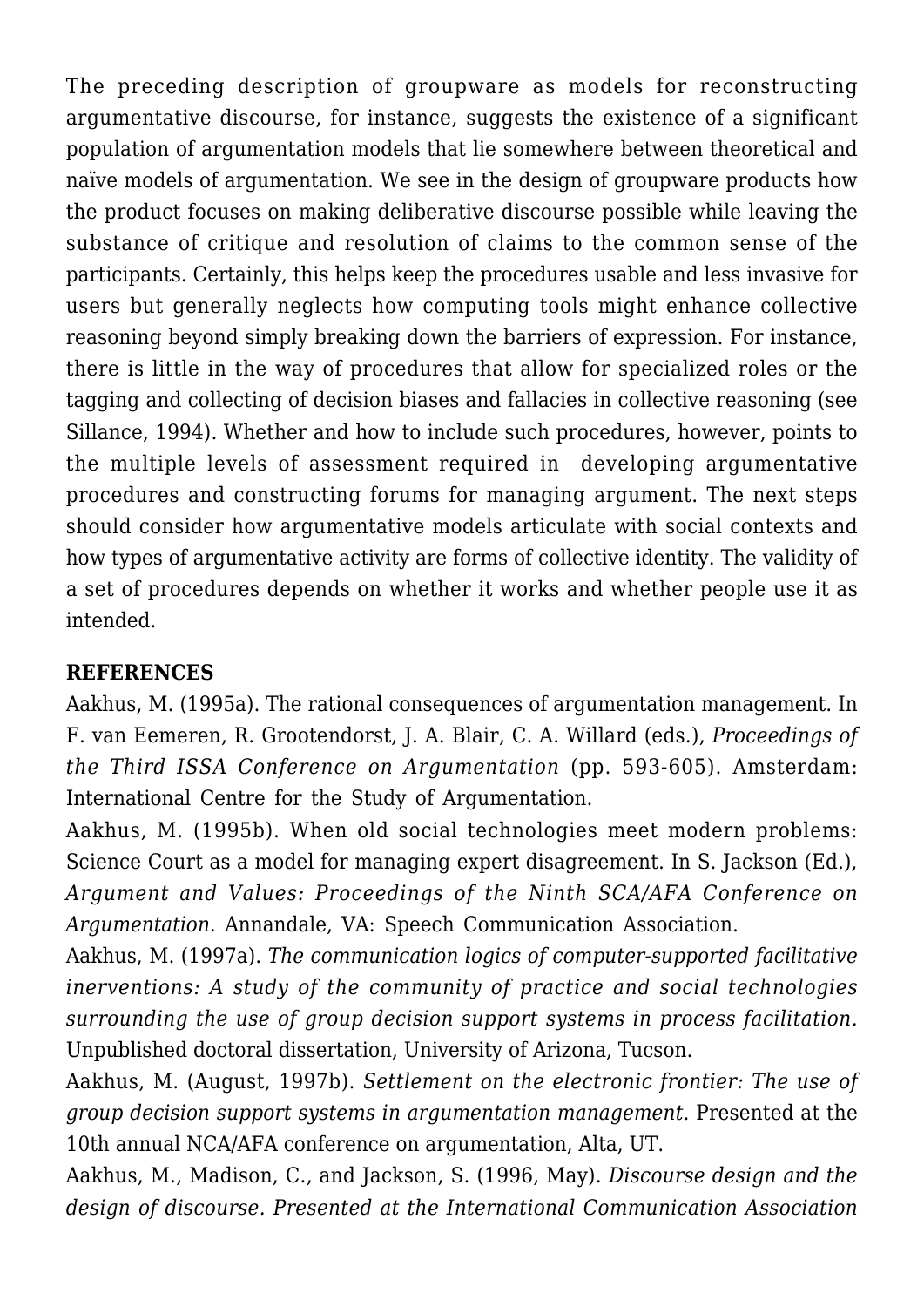The preceding description of groupware as models for reconstructing argumentative discourse, for instance, suggests the existence of a significant population of argumentation models that lie somewhere between theoretical and naïve models of argumentation. We see in the design of groupware products how the product focuses on making deliberative discourse possible while leaving the substance of critique and resolution of claims to the common sense of the participants. Certainly, this helps keep the procedures usable and less invasive for users but generally neglects how computing tools might enhance collective reasoning beyond simply breaking down the barriers of expression. For instance, there is little in the way of procedures that allow for specialized roles or the tagging and collecting of decision biases and fallacies in collective reasoning (see Sillance, 1994). Whether and how to include such procedures, however, points to the multiple levels of assessment required in developing argumentative procedures and constructing forums for managing argument. The next steps should consider how argumentative models articulate with social contexts and how types of argumentative activity are forms of collective identity. The validity of a set of procedures depends on whether it works and whether people use it as intended.

**REFERENCES**

Aakhus, M. (1995a). The rational consequences of argumentation management. In F. van Eemeren, R. Grootendorst, J. A. Blair, C. A. Willard (eds.), *Proceedings of the Third ISSA Conference on Argumentation* (pp. 593-605). Amsterdam: International Centre for the Study of Argumentation.

Aakhus, M. (1995b). When old social technologies meet modern problems: Science Court as a model for managing expert disagreement. In S. Jackson (Ed.), *Argument and Values: Proceedings of the Ninth SCA/AFA Conference on Argumentation.* Annandale, VA: Speech Communication Association.

Aakhus, M. (1997a). *The communication logics of computer-supported facilitative inerventions: A study of the community of practice and social technologies surrounding the use of group decision support systems in process facilitation.* Unpublished doctoral dissertation, University of Arizona, Tucson.

Aakhus, M. (August, 1997b). *Settlement on the electronic frontier: The use of group decision support systems in argumentation management.* Presented at the 10th annual NCA/AFA conference on argumentation, Alta, UT.

Aakhus, M., Madison, C., and Jackson, S. (1996, May). *Discourse design and the design of discourse. Presented at the International Communication Association*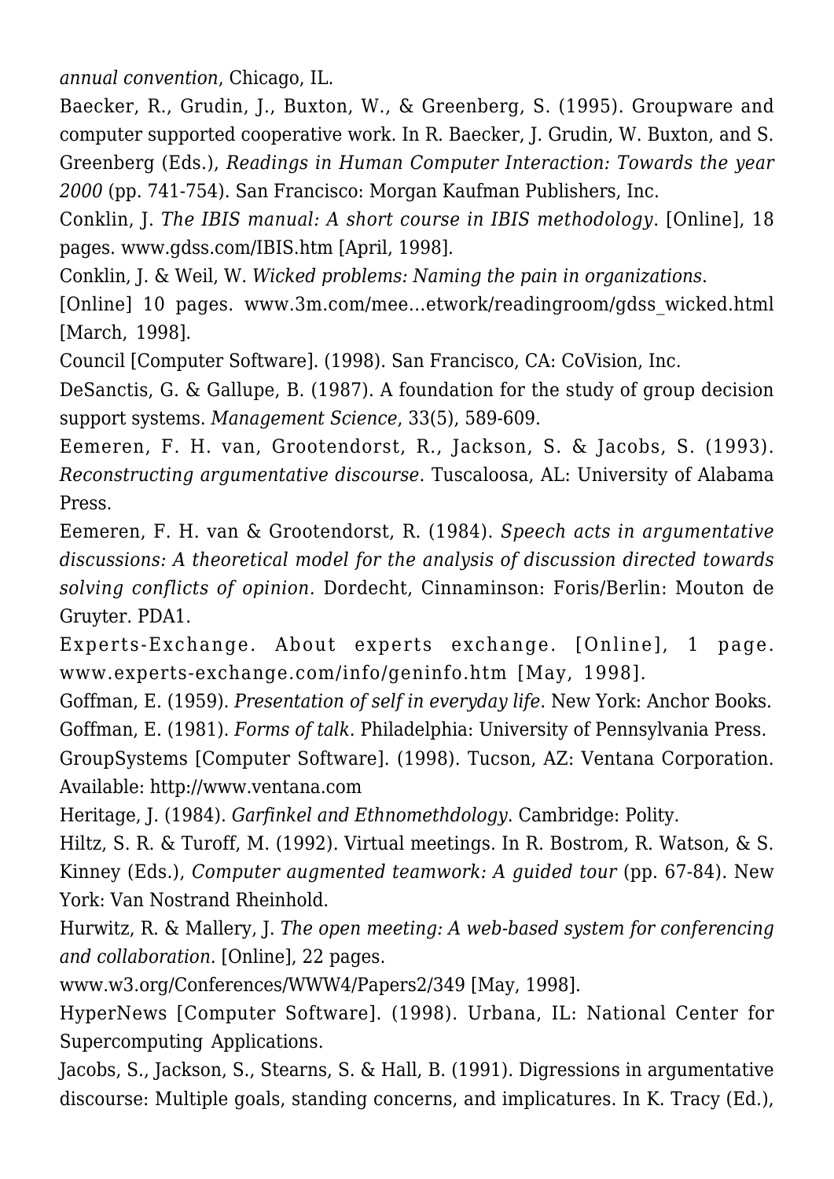*annual convention*, Chicago, IL.

Baecker, R., Grudin, J., Buxton, W., & Greenberg, S. (1995). Groupware and computer supported cooperative work. In R. Baecker, J. Grudin, W. Buxton, and S. Greenberg (Eds.), *Readings in Human Computer Interaction: Towards the year 2000* (pp. 741-754). San Francisco: Morgan Kaufman Publishers, Inc.

Conklin, J. *The IBIS manual: A short course in IBIS methodology*. [Online], 18 pages. www.gdss.com/IBIS.htm [April, 1998].

Conklin, J. & Weil, W. *Wicked problems: Naming the pain in organizations*. [Online] 10 pages. www.3m.com/mee...etwork/readingroom/gdss_wicked.html [March, 1998].

Council [Computer Software]. (1998). San Francisco, CA: CoVision, Inc.

DeSanctis, G. & Gallupe, B. (1987). A foundation for the study of group decision support systems. *Management Science*, 33(5), 589-609.

Eemeren, F. H. van, Grootendorst, R., Jackson, S. & Jacobs, S. (1993). *Reconstructing argumentative discourse*. Tuscaloosa, AL: University of Alabama Press.

Eemeren, F. H. van & Grootendorst, R. (1984). *Speech acts in argumentative discussions: A theoretical model for the analysis of discussion directed towards solving conflicts of opinion.* Dordecht, Cinnaminson: Foris/Berlin: Mouton de Gruyter. PDA1.

Experts-Exchange. About experts exchange. [Online], 1 page. www.experts-exchange.com/info/geninfo.htm [May, 1998].

Goffman, E. (1959). *Presentation of self in everyday life*. New York: Anchor Books.

Goffman, E. (1981). *Forms of talk*. Philadelphia: University of Pennsylvania Press.

GroupSystems [Computer Software]. (1998). Tucson, AZ: Ventana Corporation. Available: http://www.ventana.com

Heritage, J. (1984). *Garfinkel and Ethnomethdology*. Cambridge: Polity.

Hiltz, S. R. & Turoff, M. (1992). Virtual meetings. In R. Bostrom, R. Watson, & S. Kinney (Eds.), *Computer augmented teamwork: A guided tour* (pp. 67-84). New York: Van Nostrand Rheinhold.

Hurwitz, R. & Mallery, J. *The open meeting: A web-based system for conferencing and collaboration.* [Online], 22 pages. www.w3.org/Conferences/WWW4/Papers2/349 [May, 1998].

HyperNews [Computer Software]. (1998). Urbana, IL: National Center for Supercomputing Applications.

Jacobs, S., Jackson, S., Stearns, S. & Hall, B. (1991). Digressions in argumentative discourse: Multiple goals, standing concerns, and implicatures. In K. Tracy (Ed.),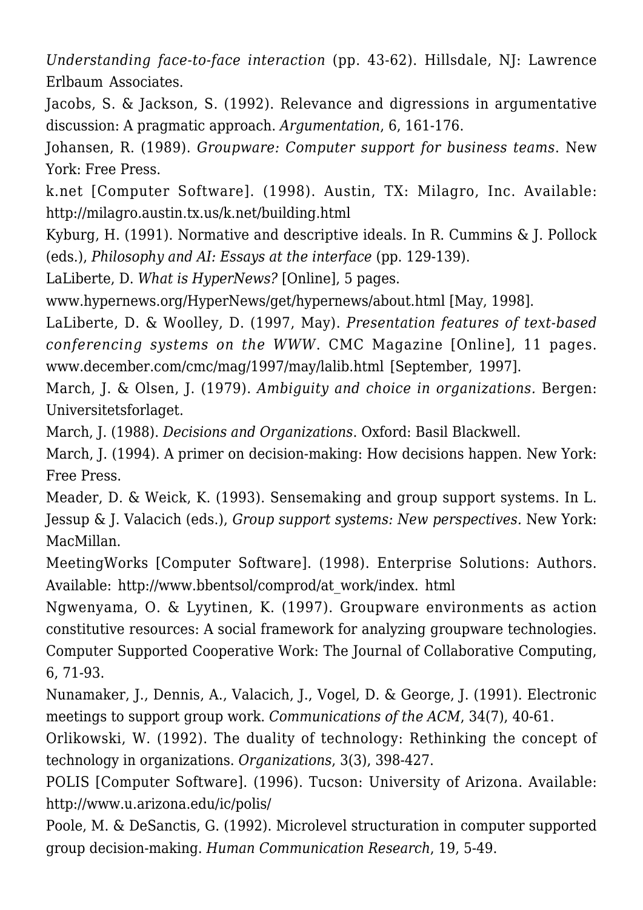*Understanding face-to-face interaction* (pp. 43-62). Hillsdale, NJ: Lawrence Erlbaum Associates.

Jacobs, S. & Jackson, S. (1992). Relevance and digressions in argumentative discussion: A pragmatic approach. *Argumentation*, 6, 161-176.

Johansen, R. (1989). *Groupware: Computer support for business teams*. New York: Free Press.

k.net [Computer Software]. (1998). Austin, TX: Milagro, Inc. Available: http://milagro.austin.tx.us/k.net/building.html

Kyburg, H. (1991). Normative and descriptive ideals. In R. Cummins & J. Pollock (eds.), *Philosophy and AI: Essays at the interface* (pp. 129-139).

LaLiberte, D. *What is HyperNews?* [Online], 5 pages. www.hypernews.org/HyperNews/get/hypernews/about.html [May, 1998].

LaLiberte, D. & Woolley, D. (1997, May). *Presentation features of text-based conferencing systems on the WWW*. CMC Magazine [Online], 11 pages. www.december.com/cmc/mag/1997/may/lalib.html [September, 1997].

March, J. & Olsen, J. (1979). *Ambiguity and choice in organizations*. Bergen: Universitetsforlaget.

March, J. (1988). *Decisions and Organizations*. Oxford: Basil Blackwell.

March, J. (1994). A primer on decision-making: How decisions happen. New York: Free Press.

Meader, D. & Weick, K. (1993). Sensemaking and group support systems. In L. Jessup & J. Valacich (eds.), *Group support systems: New perspectives*. New York: MacMillan.

MeetingWorks [Computer Software]. (1998). Enterprise Solutions: Authors. Available: http://www.bbentsol/comprod/at_work/index. html

Ngwenyama, O. & Lyytinen, K. (1997). Groupware environments as action constitutive resources: A social framework for analyzing groupware technologies. Computer Supported Cooperative Work: The Journal of Collaborative Computing, 6, 71-93.

Nunamaker, J., Dennis, A., Valacich, J., Vogel, D. & George, J. (1991). Electronic meetings to support group work. *Communications of the ACM*, 34(7), 40-61.

Orlikowski, W. (1992). The duality of technology: Rethinking the concept of technology in organizations. *Organizations*, 3(3), 398-427.

POLIS [Computer Software]. (1996). Tucson: University of Arizona. Available: http://www.u.arizona.edu/ic/polis/

Poole, M. & DeSanctis, G. (1992). Microlevel structuration in computer supported group decision-making. *Human Communication Research*, 19, 5-49.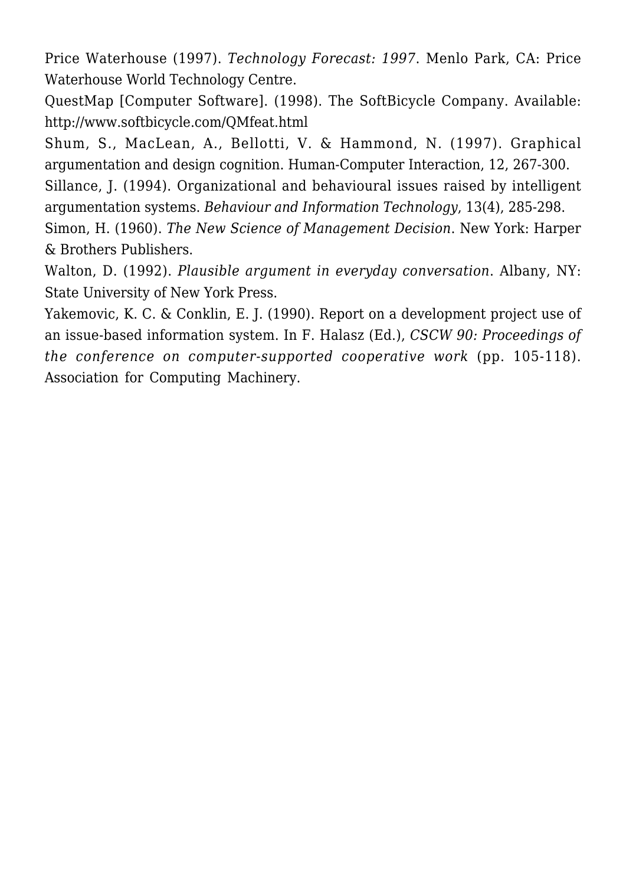Price Waterhouse (1997). *Technology Forecast: 1997*. Menlo Park, CA: Price Waterhouse World Technology Centre.

QuestMap [Computer Software]. (1998). The SoftBicycle Company. Available: http://www.softbicycle.com/QMfeat.html

Shum, S., MacLean, A., Bellotti, V. & Hammond, N. (1997). Graphical argumentation and design cognition. Human-Computer Interaction, 12, 267-300.

Sillance, J. (1994). Organizational and behavioural issues raised by intelligent argumentation systems. *Behaviour and Information Technology*, 13(4), 285-298.

Simon, H. (1960). *The New Science of Management Decision*. New York: Harper & Brothers Publishers.

Walton, D. (1992). *Plausible argument in everyday conversation*. Albany, NY: State University of New York Press.

Yakemovic, K. C. & Conklin, E. J. (1990). Report on a development project use of an issue-based information system. In F. Halasz (Ed.), *CSCW 90: Proceedings of the conference on computer-supported cooperative work* (pp. 105-118). Association for Computing Machinery.